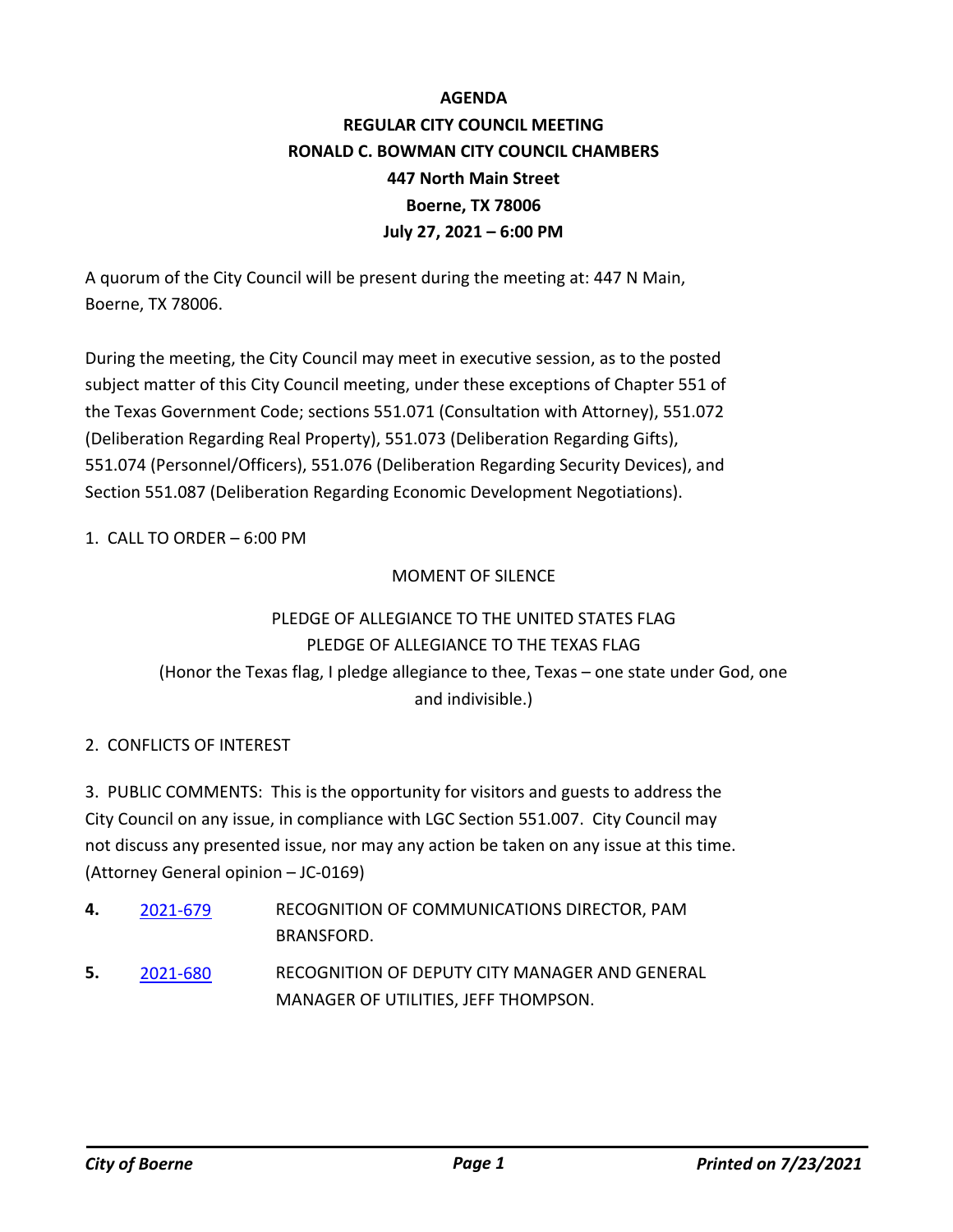# AGENDA
## REGULAR CITY COUNCIL MEETING
## RONALD C. BOWMAN CITY COUNCIL CHAMBERS
## 447 North Main Street
## Boerne, TX 78006
## July 27, 2021 – 6:00 PM

A quorum of the City Council will be present during the meeting at: 447 N Main, Boerne, TX 78006.

During the meeting, the City Council may meet in executive session, as to the posted subject matter of this City Council meeting, under these exceptions of Chapter 551 of the Texas Government Code; sections 551.071 (Consultation with Attorney), 551.072 (Deliberation Regarding Real Property), 551.073 (Deliberation Regarding Gifts), 551.074 (Personnel/Officers), 551.076 (Deliberation Regarding Security Devices), and Section 551.087 (Deliberation Regarding Economic Development Negotiations).

1. CALL TO ORDER – 6:00 PM

MOMENT OF SILENCE

PLEDGE OF ALLEGIANCE TO THE UNITED STATES FLAG

PLEDGE OF ALLEGIANCE TO THE TEXAS FLAG

(Honor the Texas flag, I pledge allegiance to thee, Texas – one state under God, one and indivisible.)

2. CONFLICTS OF INTEREST

3. PUBLIC COMMENTS: This is the opportunity for visitors and guests to address the City Council on any issue, in compliance with LGC Section 551.007. City Council may not discuss any presented issue, nor may any action be taken on any issue at this time. (Attorney General opinion – JC-0169)

**4.** 2021-679 RECOGNITION OF COMMUNICATIONS DIRECTOR, PAM BRANSFORD.

**5.** 2021-680 RECOGNITION OF DEPUTY CITY MANAGER AND GENERAL MANAGER OF UTILITIES, JEFF THOMPSON.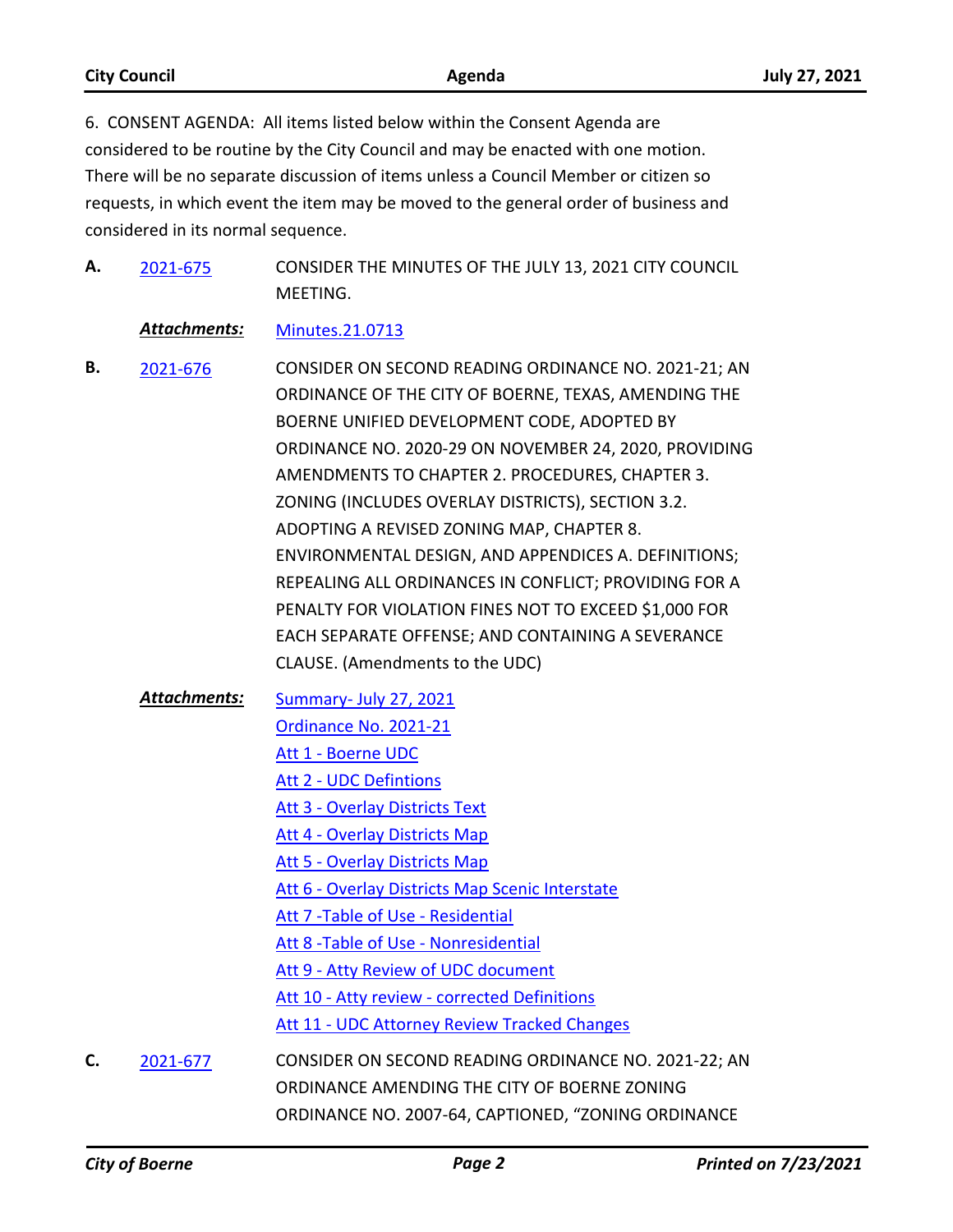6. CONSENT AGENDA: All items listed below within the Consent Agenda are considered to be routine by the City Council and may be enacted with one motion. There will be no separate discussion of items unless a Council Member or citizen so requests, in which event the item may be moved to the general order of business and considered in its normal sequence.

**A.** 2021-675 CONSIDER THE MINUTES OF THE JULY 13, 2021 CITY COUNCIL MEETING.

***Attachments:*** Minutes.21.0713

**B.** 2021-676 CONSIDER ON SECOND READING ORDINANCE NO. 2021-21; AN ORDINANCE OF THE CITY OF BOERNE, TEXAS, AMENDING THE BOERNE UNIFIED DEVELOPMENT CODE, ADOPTED BY ORDINANCE NO. 2020-29 ON NOVEMBER 24, 2020, PROVIDING AMENDMENTS TO CHAPTER 2. PROCEDURES, CHAPTER 3. ZONING (INCLUDES OVERLAY DISTRICTS), SECTION 3.2. ADOPTING A REVISED ZONING MAP, CHAPTER 8. ENVIRONMENTAL DESIGN, AND APPENDICES A. DEFINITIONS; REPEALING ALL ORDINANCES IN CONFLICT; PROVIDING FOR A PENALTY FOR VIOLATION FINES NOT TO EXCEED $1,000 FOR EACH SEPARATE OFFENSE; AND CONTAINING A SEVERANCE CLAUSE. (Amendments to the UDC)

***Attachments:***
Summary- July 27, 2021
Ordinance No. 2021-21
Att 1 - Boerne UDC
Att 2 - UDC Defintions
Att 3 - Overlay Districts Text
Att 4 - Overlay Districts Map
Att 5 - Overlay Districts Map
Att 6 - Overlay Districts Map Scenic Interstate
Att 7 -Table of Use - Residential
Att 8 -Table of Use - Nonresidential
Att 9 - Atty Review of UDC document
Att 10 - Atty review - corrected Definitions
Att 11 - UDC Attorney Review Tracked Changes

**C.** 2021-677 CONSIDER ON SECOND READING ORDINANCE NO. 2021-22; AN ORDINANCE AMENDING THE CITY OF BOERNE ZONING ORDINANCE NO. 2007-64, CAPTIONED, "ZONING ORDINANCE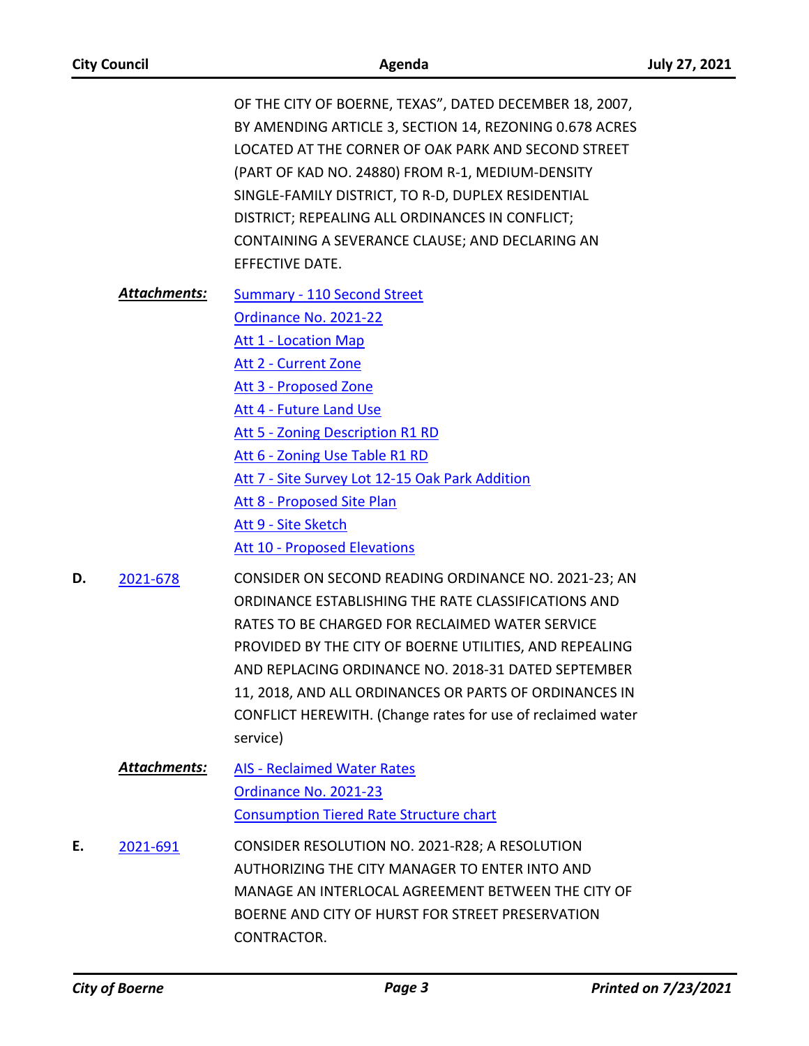OF THE CITY OF BOERNE, TEXAS", DATED DECEMBER 18, 2007, BY AMENDING ARTICLE 3, SECTION 14, REZONING 0.678 ACRES LOCATED AT THE CORNER OF OAK PARK AND SECOND STREET (PART OF KAD NO. 24880) FROM R-1, MEDIUM-DENSITY SINGLE-FAMILY DISTRICT, TO R-D, DUPLEX RESIDENTIAL DISTRICT; REPEALING ALL ORDINANCES IN CONFLICT; CONTAINING A SEVERANCE CLAUSE; AND DECLARING AN EFFECTIVE DATE.

***Attachments:***

- Summary - 110 Second Street
- Ordinance No. 2021-22
- Att 1 - Location Map
- Att 2 - Current Zone
- Att 3 - Proposed Zone
- Att 4 - Future Land Use
- Att 5 - Zoning Description R1 RD
- Att 6 - Zoning Use Table R1 RD
- Att 7 - Site Survey Lot 12-15 Oak Park Addition
- Att 8 - Proposed Site Plan
- Att 9 - Site Sketch
- Att 10 - Proposed Elevations

**D.** 2021-678

CONSIDER ON SECOND READING ORDINANCE NO. 2021-23; AN ORDINANCE ESTABLISHING THE RATE CLASSIFICATIONS AND RATES TO BE CHARGED FOR RECLAIMED WATER SERVICE PROVIDED BY THE CITY OF BOERNE UTILITIES, AND REPEALING AND REPLACING ORDINANCE NO. 2018-31 DATED SEPTEMBER 11, 2018, AND ALL ORDINANCES OR PARTS OF ORDINANCES IN CONFLICT HEREWITH. (Change rates for use of reclaimed water service)

***Attachments:***

- AIS - Reclaimed Water Rates
- Ordinance No. 2021-23
- Consumption Tiered Rate Structure chart

**E.** 2021-691

CONSIDER RESOLUTION NO. 2021-R28; A RESOLUTION AUTHORIZING THE CITY MANAGER TO ENTER INTO AND MANAGE AN INTERLOCAL AGREEMENT BETWEEN THE CITY OF BOERNE AND CITY OF HURST FOR STREET PRESERVATION CONTRACTOR.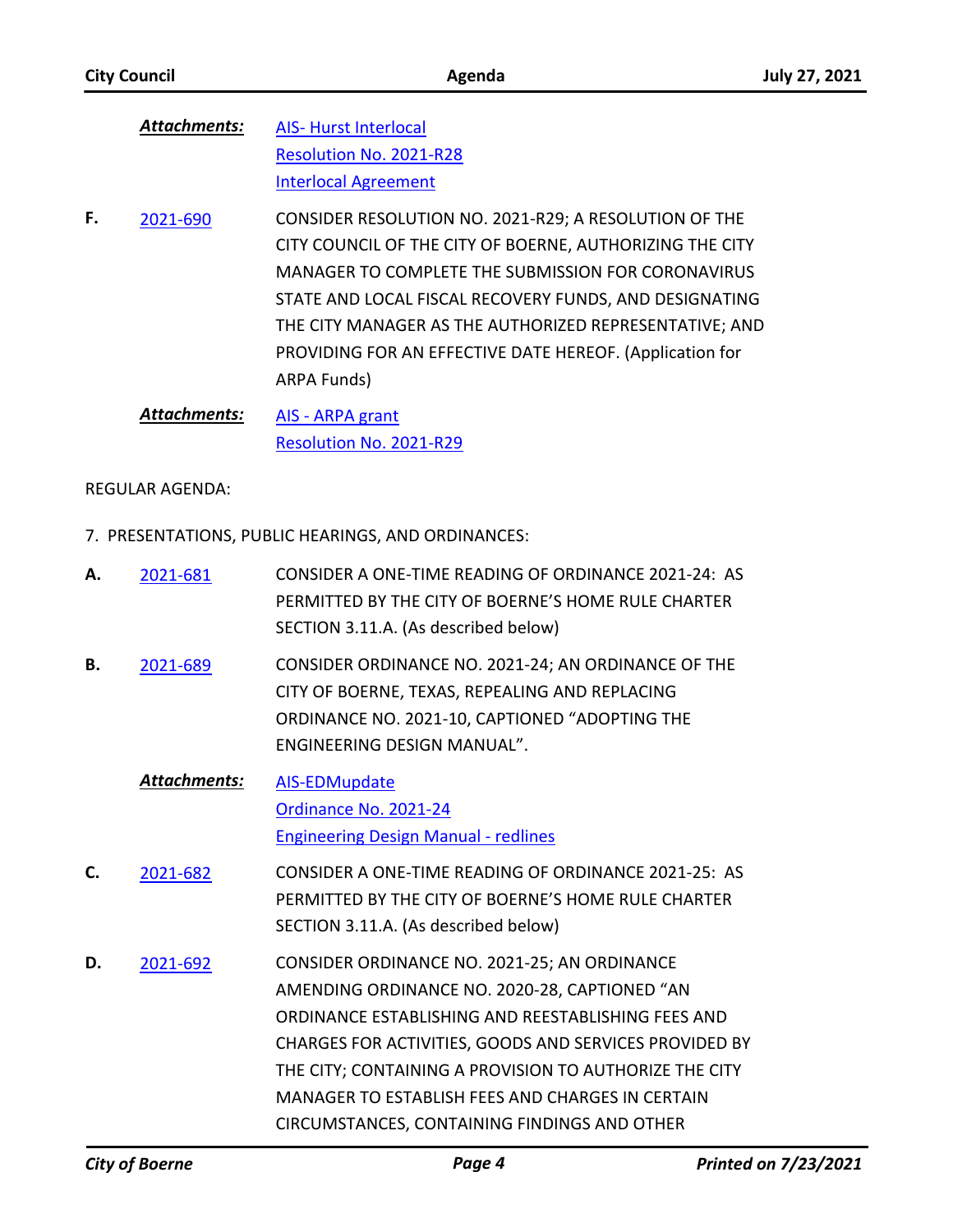***Attachments:*** AIS- Hurst Interlocal
Resolution No. 2021-R28
Interlocal Agreement

**F.** 2021-690 CONSIDER RESOLUTION NO. 2021-R29; A RESOLUTION OF THE CITY COUNCIL OF THE CITY OF BOERNE, AUTHORIZING THE CITY MANAGER TO COMPLETE THE SUBMISSION FOR CORONAVIRUS STATE AND LOCAL FISCAL RECOVERY FUNDS, AND DESIGNATING THE CITY MANAGER AS THE AUTHORIZED REPRESENTATIVE; AND PROVIDING FOR AN EFFECTIVE DATE HEREOF. (Application for ARPA Funds)

***Attachments:*** AIS - ARPA grant
Resolution No. 2021-R29

REGULAR AGENDA:

7. PRESENTATIONS, PUBLIC HEARINGS, AND ORDINANCES:

**A.** 2021-681 CONSIDER A ONE-TIME READING OF ORDINANCE 2021-24: AS PERMITTED BY THE CITY OF BOERNE'S HOME RULE CHARTER SECTION 3.11.A. (As described below)

**B.** 2021-689 CONSIDER ORDINANCE NO. 2021-24; AN ORDINANCE OF THE CITY OF BOERNE, TEXAS, REPEALING AND REPLACING ORDINANCE NO. 2021-10, CAPTIONED "ADOPTING THE ENGINEERING DESIGN MANUAL".

***Attachments:*** AIS-EDMupdate
Ordinance No. 2021-24
Engineering Design Manual - redlines

**C.** 2021-682 CONSIDER A ONE-TIME READING OF ORDINANCE 2021-25: AS PERMITTED BY THE CITY OF BOERNE'S HOME RULE CHARTER SECTION 3.11.A. (As described below)

**D.** 2021-692 CONSIDER ORDINANCE NO. 2021-25; AN ORDINANCE AMENDING ORDINANCE NO. 2020-28, CAPTIONED "AN ORDINANCE ESTABLISHING AND REESTABLISHING FEES AND CHARGES FOR ACTIVITIES, GOODS AND SERVICES PROVIDED BY THE CITY; CONTAINING A PROVISION TO AUTHORIZE THE CITY MANAGER TO ESTABLISH FEES AND CHARGES IN CERTAIN CIRCUMSTANCES, CONTAINING FINDINGS AND OTHER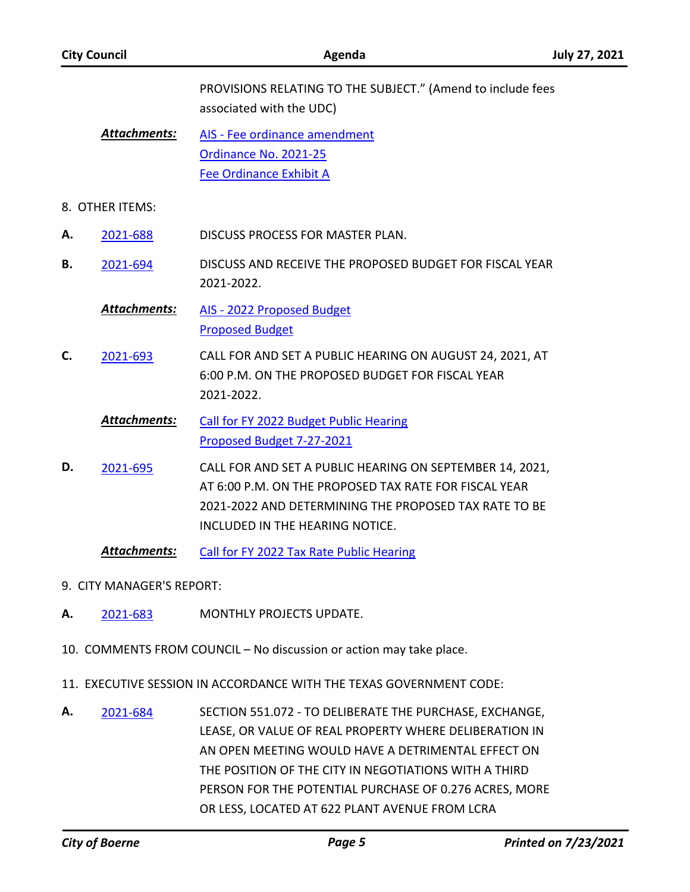PROVISIONS RELATING TO THE SUBJECT." (Amend to include fees associated with the UDC)

***Attachments:*** AIS - Fee ordinance amendment
Ordinance No. 2021-25
Fee Ordinance Exhibit A

8. OTHER ITEMS:

**A.** 2021-688 DISCUSS PROCESS FOR MASTER PLAN.

**B.** 2021-694 DISCUSS AND RECEIVE THE PROPOSED BUDGET FOR FISCAL YEAR 2021-2022.

***Attachments:*** AIS - 2022 Proposed Budget
Proposed Budget

**C.** 2021-693 CALL FOR AND SET A PUBLIC HEARING ON AUGUST 24, 2021, AT 6:00 P.M. ON THE PROPOSED BUDGET FOR FISCAL YEAR 2021-2022.

***Attachments:*** Call for FY 2022 Budget Public Hearing
Proposed Budget 7-27-2021

**D.** 2021-695 CALL FOR AND SET A PUBLIC HEARING ON SEPTEMBER 14, 2021, AT 6:00 P.M. ON THE PROPOSED TAX RATE FOR FISCAL YEAR 2021-2022 AND DETERMINING THE PROPOSED TAX RATE TO BE INCLUDED IN THE HEARING NOTICE.

***Attachments:*** Call for FY 2022 Tax Rate Public Hearing

9. CITY MANAGER'S REPORT:

**A.** 2021-683 MONTHLY PROJECTS UPDATE.

10. COMMENTS FROM COUNCIL – No discussion or action may take place.

11. EXECUTIVE SESSION IN ACCORDANCE WITH THE TEXAS GOVERNMENT CODE:

**A.** 2021-684 SECTION 551.072 - TO DELIBERATE THE PURCHASE, EXCHANGE, LEASE, OR VALUE OF REAL PROPERTY WHERE DELIBERATION IN AN OPEN MEETING WOULD HAVE A DETRIMENTAL EFFECT ON THE POSITION OF THE CITY IN NEGOTIATIONS WITH A THIRD PERSON FOR THE POTENTIAL PURCHASE OF 0.276 ACRES, MORE OR LESS, LOCATED AT 622 PLANT AVENUE FROM LCRA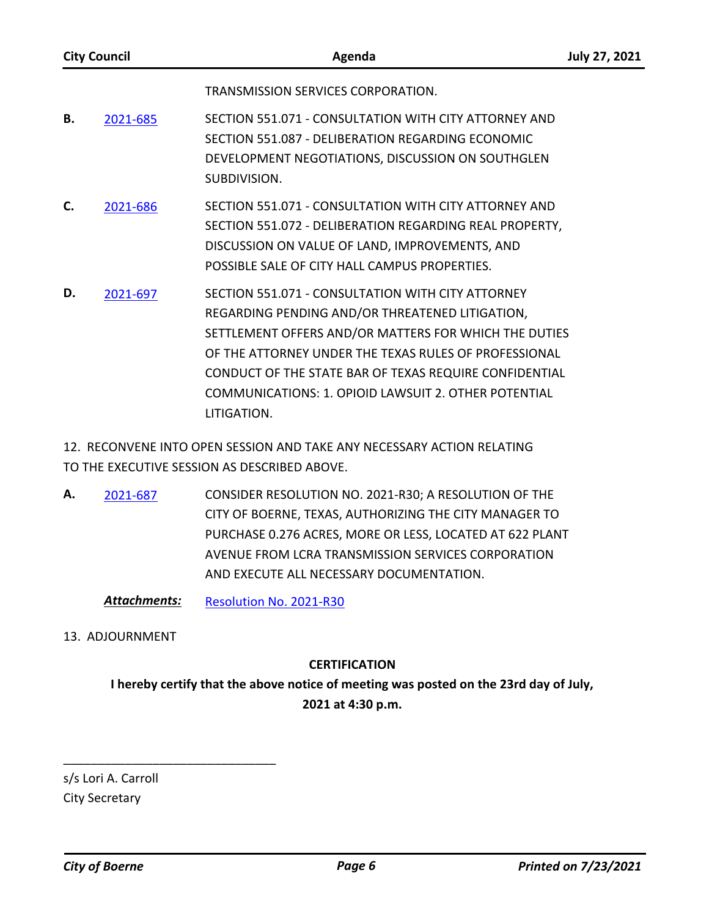TRANSMISSION SERVICES CORPORATION.

**B.** 2021-685 SECTION 551.071 - CONSULTATION WITH CITY ATTORNEY AND SECTION 551.087 - DELIBERATION REGARDING ECONOMIC DEVELOPMENT NEGOTIATIONS, DISCUSSION ON SOUTHGLEN SUBDIVISION.

**C.** 2021-686 SECTION 551.071 - CONSULTATION WITH CITY ATTORNEY AND SECTION 551.072 - DELIBERATION REGARDING REAL PROPERTY, DISCUSSION ON VALUE OF LAND, IMPROVEMENTS, AND POSSIBLE SALE OF CITY HALL CAMPUS PROPERTIES.

**D.** 2021-697 SECTION 551.071 - CONSULTATION WITH CITY ATTORNEY REGARDING PENDING AND/OR THREATENED LITIGATION, SETTLEMENT OFFERS AND/OR MATTERS FOR WHICH THE DUTIES OF THE ATTORNEY UNDER THE TEXAS RULES OF PROFESSIONAL CONDUCT OF THE STATE BAR OF TEXAS REQUIRE CONFIDENTIAL COMMUNICATIONS: 1. OPIOID LAWSUIT 2. OTHER POTENTIAL LITIGATION.

12. RECONVENE INTO OPEN SESSION AND TAKE ANY NECESSARY ACTION RELATING TO THE EXECUTIVE SESSION AS DESCRIBED ABOVE.

**A.** 2021-687 CONSIDER RESOLUTION NO. 2021-R30; A RESOLUTION OF THE CITY OF BOERNE, TEXAS, AUTHORIZING THE CITY MANAGER TO PURCHASE 0.276 ACRES, MORE OR LESS, LOCATED AT 622 PLANT AVENUE FROM LCRA TRANSMISSION SERVICES CORPORATION AND EXECUTE ALL NECESSARY DOCUMENTATION.

***Attachments:*** Resolution No. 2021-R30

13. ADJOURNMENT

**CERTIFICATION**

**I hereby certify that the above notice of meeting was posted on the 23rd day of July, 2021 at 4:30 p.m.**

________________________________

s/s Lori A. Carroll
City Secretary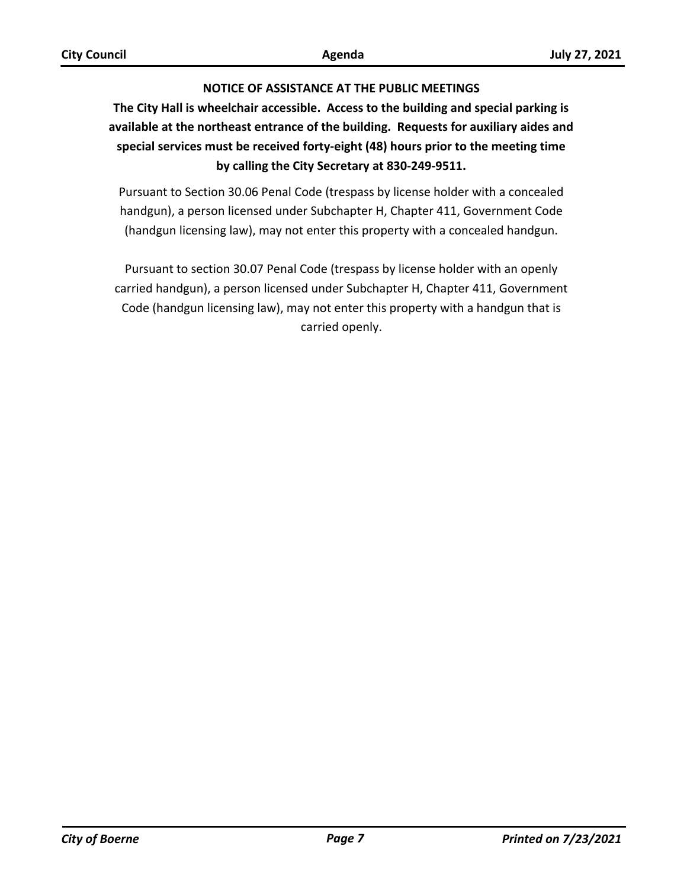**NOTICE OF ASSISTANCE AT THE PUBLIC MEETINGS**

**The City Hall is wheelchair accessible. Access to the building and special parking is available at the northeast entrance of the building. Requests for auxiliary aides and special services must be received forty-eight (48) hours prior to the meeting time by calling the City Secretary at 830-249-9511.**

Pursuant to Section 30.06 Penal Code (trespass by license holder with a concealed handgun), a person licensed under Subchapter H, Chapter 411, Government Code (handgun licensing law), may not enter this property with a concealed handgun.

Pursuant to section 30.07 Penal Code (trespass by license holder with an openly carried handgun), a person licensed under Subchapter H, Chapter 411, Government Code (handgun licensing law), may not enter this property with a handgun that is carried openly.